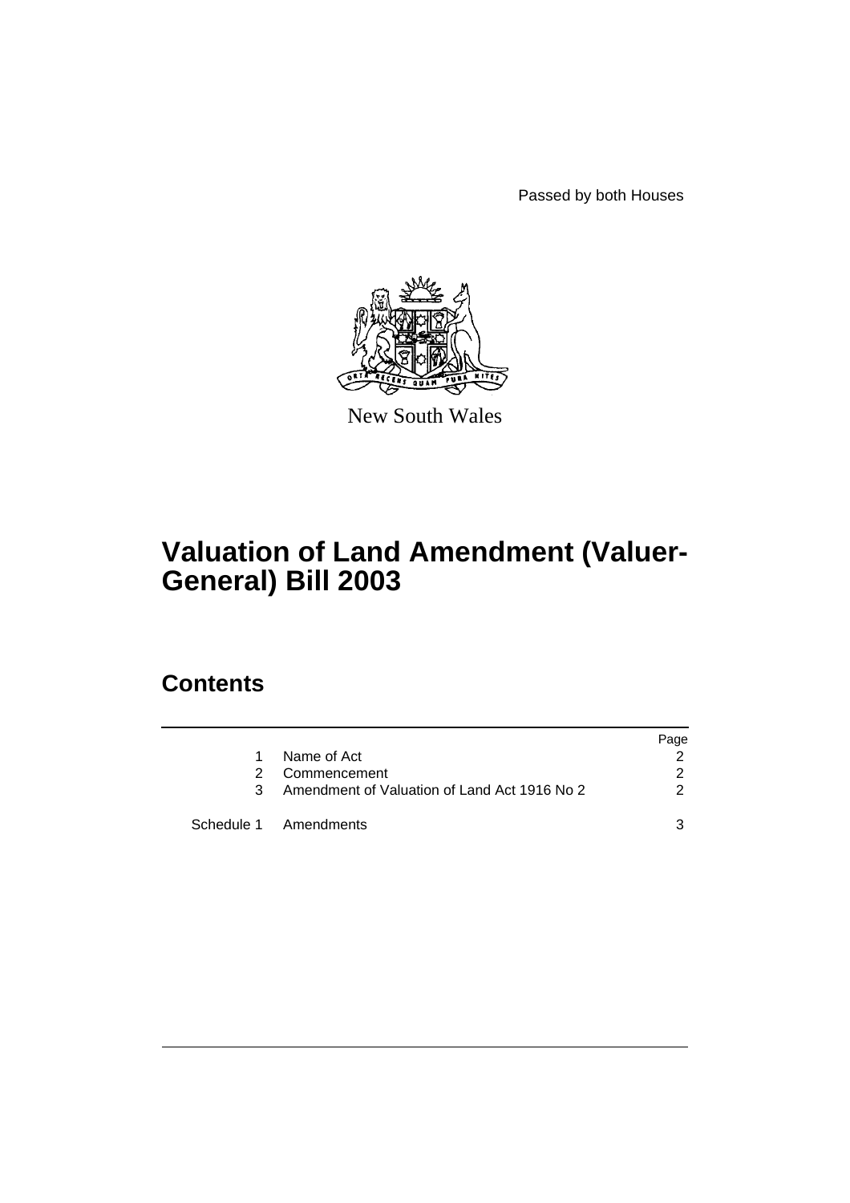Passed by both Houses

New South Wales

# Valuation of Land Amendment (Valuer-General) Bill 2003

## Contents

| | | Page |
|---|---|---|
| 1 | Name of Act | 2 |
| 2 | Commencement | 2 |
| 3 | Amendment of Valuation of Land Act 1916 No 2 | 2 |
| Schedule 1 | Amendments | 3 |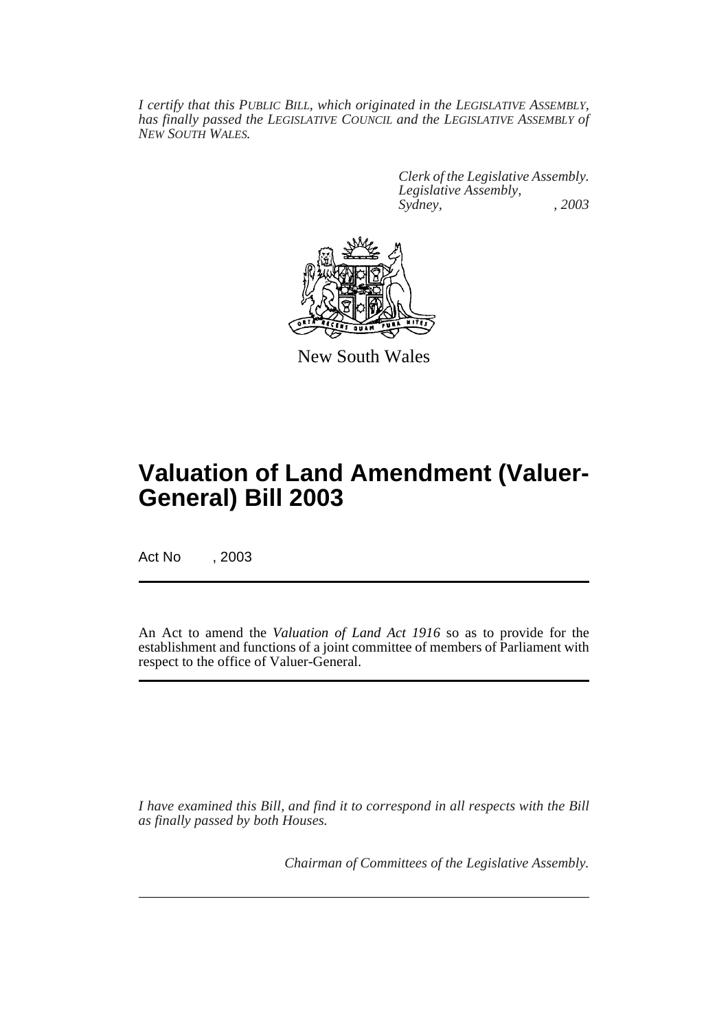*I certify that this PUBLIC BILL, which originated in the LEGISLATIVE ASSEMBLY, has finally passed the LEGISLATIVE COUNCIL and the LEGISLATIVE ASSEMBLY of NEW SOUTH WALES.*

*Clerk of the Legislative Assembly.*
*Legislative Assembly,*
*Sydney, , 2003*

New South Wales

# Valuation of Land Amendment (Valuer-General) Bill 2003

Act No , 2003

An Act to amend the *Valuation of Land Act 1916* so as to provide for the establishment and functions of a joint committee of members of Parliament with respect to the office of Valuer-General.

*I have examined this Bill, and find it to correspond in all respects with the Bill as finally passed by both Houses.*

*Chairman of Committees of the Legislative Assembly.*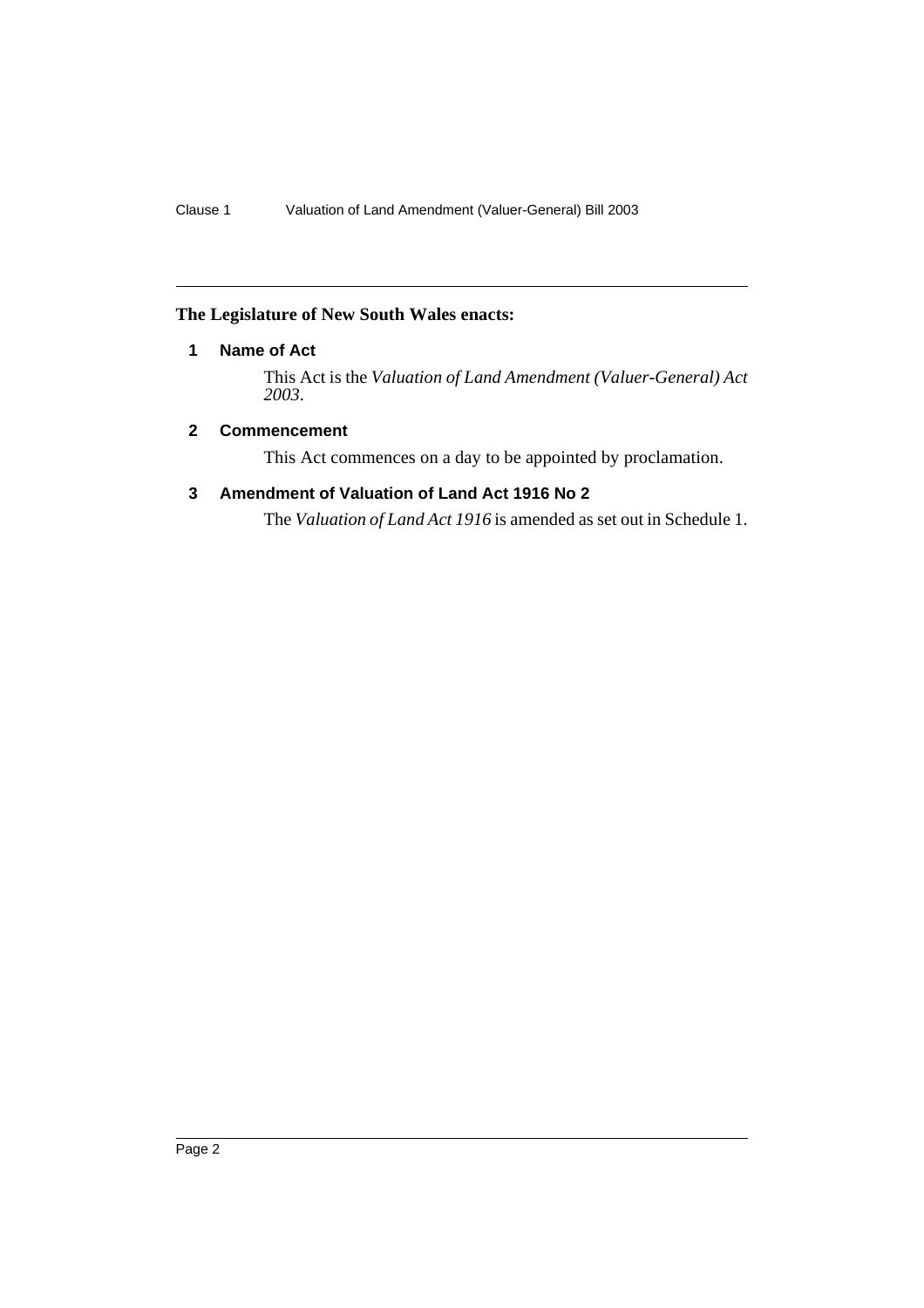**The Legislature of New South Wales enacts:**

## 1 Name of Act

This Act is the *Valuation of Land Amendment (Valuer-General) Act 2003*.

## 2 Commencement

This Act commences on a day to be appointed by proclamation.

## 3 Amendment of Valuation of Land Act 1916 No 2

The *Valuation of Land Act 1916* is amended as set out in Schedule 1.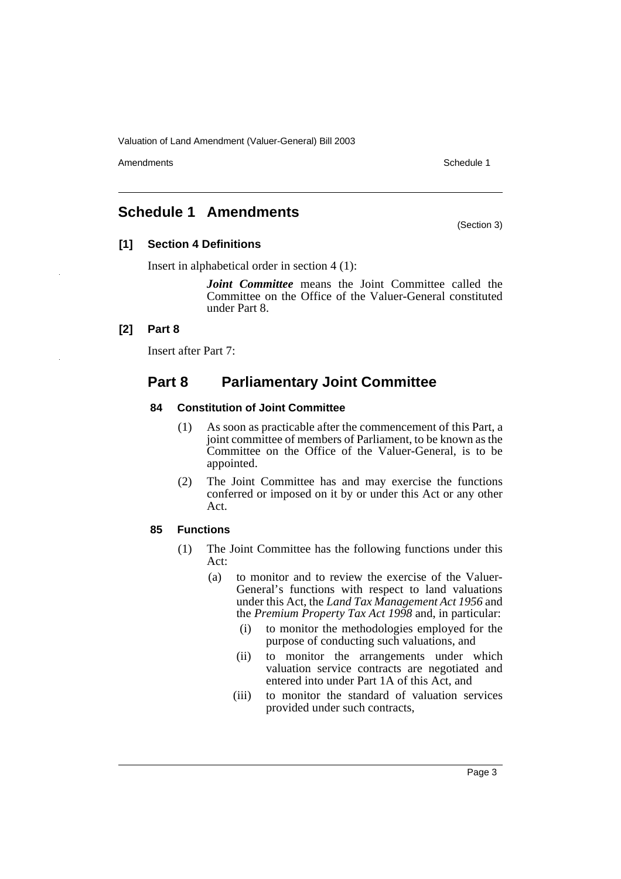## Schedule 1 Amendments

(Section 3)

### [1] Section 4 Definitions

Insert in alphabetical order in section 4 (1):

> ***Joint Committee*** means the Joint Committee called the Committee on the Office of the Valuer-General constituted under Part 8.

### [2] Part 8

Insert after Part 7:

## Part 8 Parliamentary Joint Committee

#### 84 Constitution of Joint Committee

(1) As soon as practicable after the commencement of this Part, a joint committee of members of Parliament, to be known as the Committee on the Office of the Valuer-General, is to be appointed.

(2) The Joint Committee has and may exercise the functions conferred or imposed on it by or under this Act or any other Act.

#### 85 Functions

(1) The Joint Committee has the following functions under this Act:

- (a) to monitor and to review the exercise of the Valuer-General's functions with respect to land valuations under this Act, the *Land Tax Management Act 1956* and the *Premium Property Tax Act 1998* and, in particular:
  - (i) to monitor the methodologies employed for the purpose of conducting such valuations, and
  - (ii) to monitor the arrangements under which valuation service contracts are negotiated and entered into under Part 1A of this Act, and
  - (iii) to monitor the standard of valuation services provided under such contracts,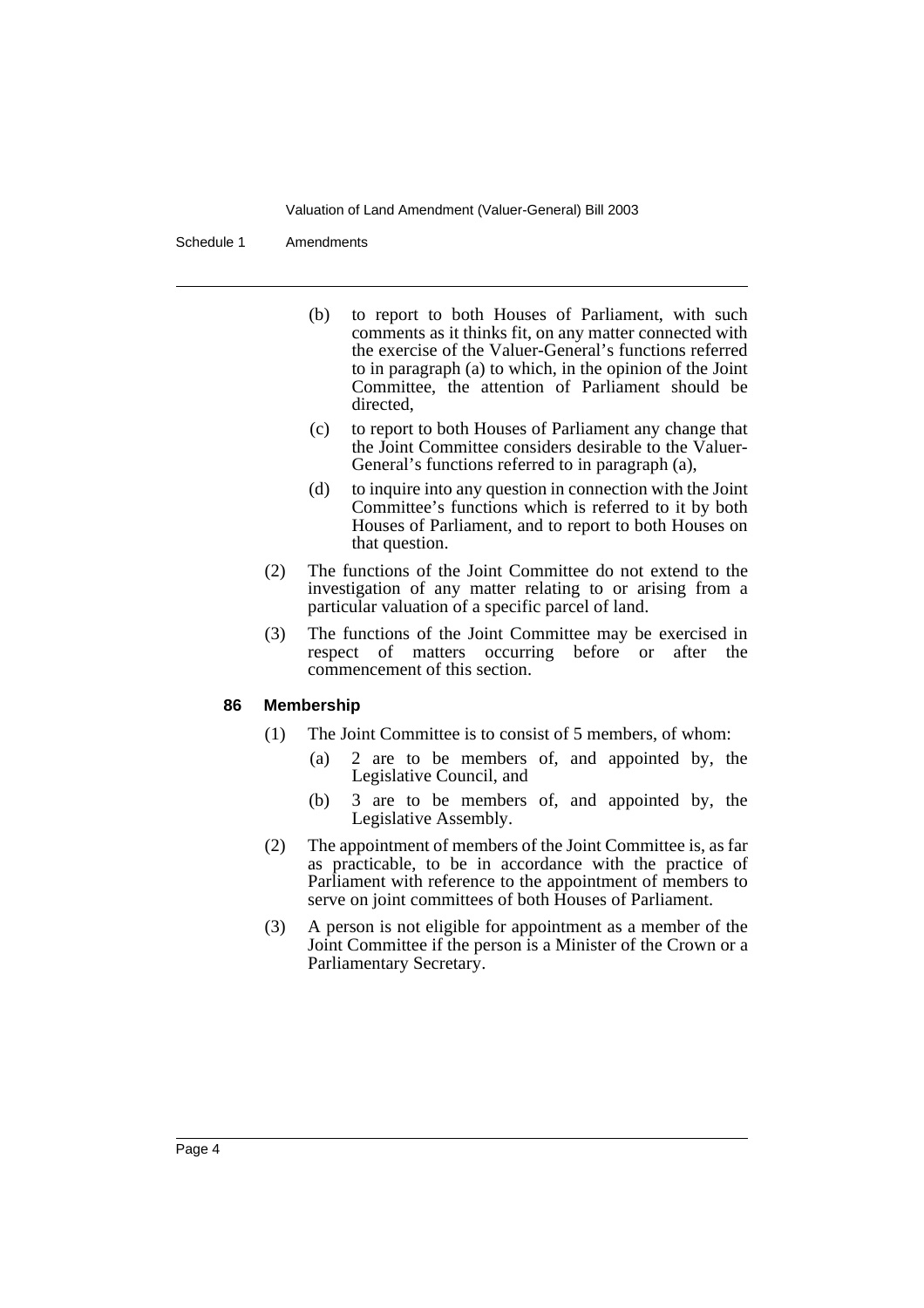(b) to report to both Houses of Parliament, with such comments as it thinks fit, on any matter connected with the exercise of the Valuer-General's functions referred to in paragraph (a) to which, in the opinion of the Joint Committee, the attention of Parliament should be directed,

(c) to report to both Houses of Parliament any change that the Joint Committee considers desirable to the Valuer-General's functions referred to in paragraph (a),

(d) to inquire into any question in connection with the Joint Committee's functions which is referred to it by both Houses of Parliament, and to report to both Houses on that question.

(2) The functions of the Joint Committee do not extend to the investigation of any matter relating to or arising from a particular valuation of a specific parcel of land.

(3) The functions of the Joint Committee may be exercised in respect of matters occurring before or after the commencement of this section.

### 86 Membership

(1) The Joint Committee is to consist of 5 members, of whom:

(a) 2 are to be members of, and appointed by, the Legislative Council, and

(b) 3 are to be members of, and appointed by, the Legislative Assembly.

(2) The appointment of members of the Joint Committee is, as far as practicable, to be in accordance with the practice of Parliament with reference to the appointment of members to serve on joint committees of both Houses of Parliament.

(3) A person is not eligible for appointment as a member of the Joint Committee if the person is a Minister of the Crown or a Parliamentary Secretary.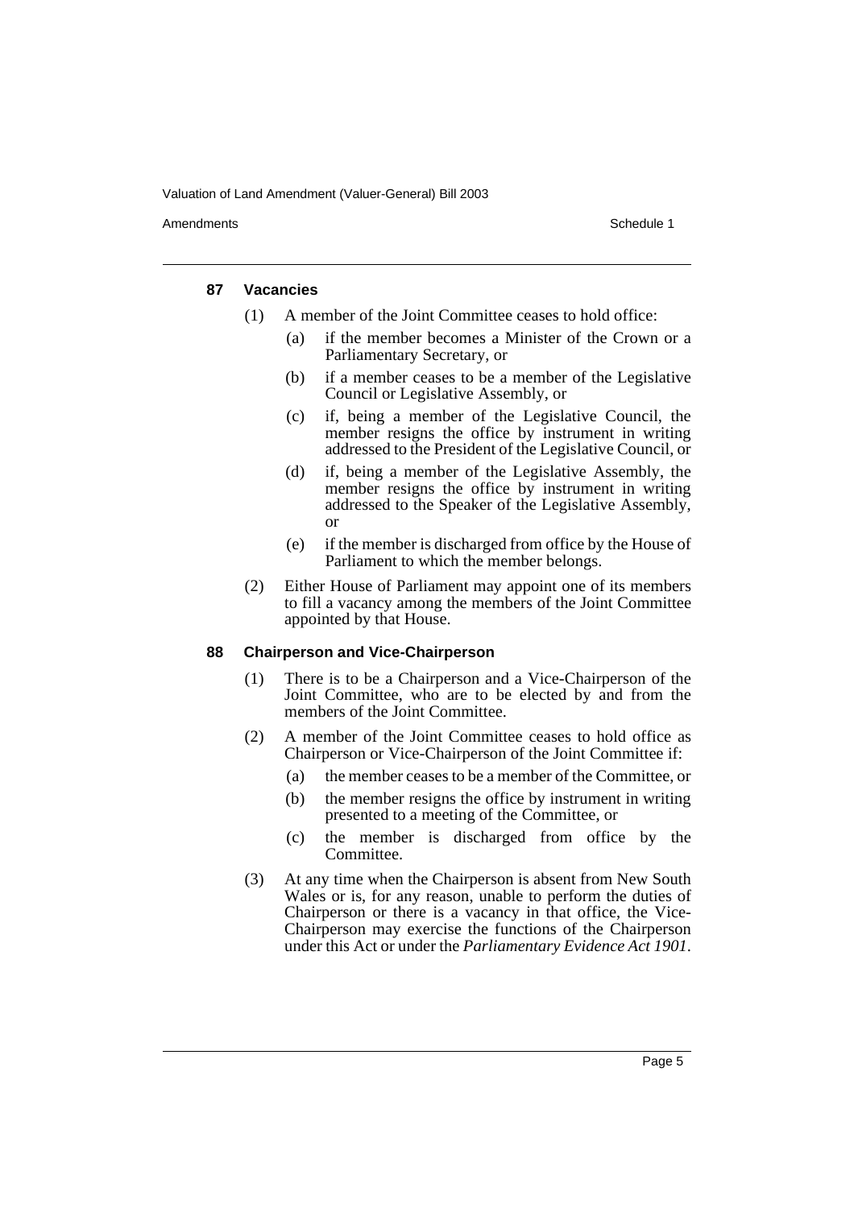#### 87 Vacancies

(1) A member of the Joint Committee ceases to hold office:

(a) if the member becomes a Minister of the Crown or a Parliamentary Secretary, or

(b) if a member ceases to be a member of the Legislative Council or Legislative Assembly, or

(c) if, being a member of the Legislative Council, the member resigns the office by instrument in writing addressed to the President of the Legislative Council, or

(d) if, being a member of the Legislative Assembly, the member resigns the office by instrument in writing addressed to the Speaker of the Legislative Assembly, or

(e) if the member is discharged from office by the House of Parliament to which the member belongs.

(2) Either House of Parliament may appoint one of its members to fill a vacancy among the members of the Joint Committee appointed by that House.

#### 88 Chairperson and Vice-Chairperson

(1) There is to be a Chairperson and a Vice-Chairperson of the Joint Committee, who are to be elected by and from the members of the Joint Committee.

(2) A member of the Joint Committee ceases to hold office as Chairperson or Vice-Chairperson of the Joint Committee if:

(a) the member ceases to be a member of the Committee, or

(b) the member resigns the office by instrument in writing presented to a meeting of the Committee, or

(c) the member is discharged from office by the Committee.

(3) At any time when the Chairperson is absent from New South Wales or is, for any reason, unable to perform the duties of Chairperson or there is a vacancy in that office, the Vice-Chairperson may exercise the functions of the Chairperson under this Act or under the *Parliamentary Evidence Act 1901*.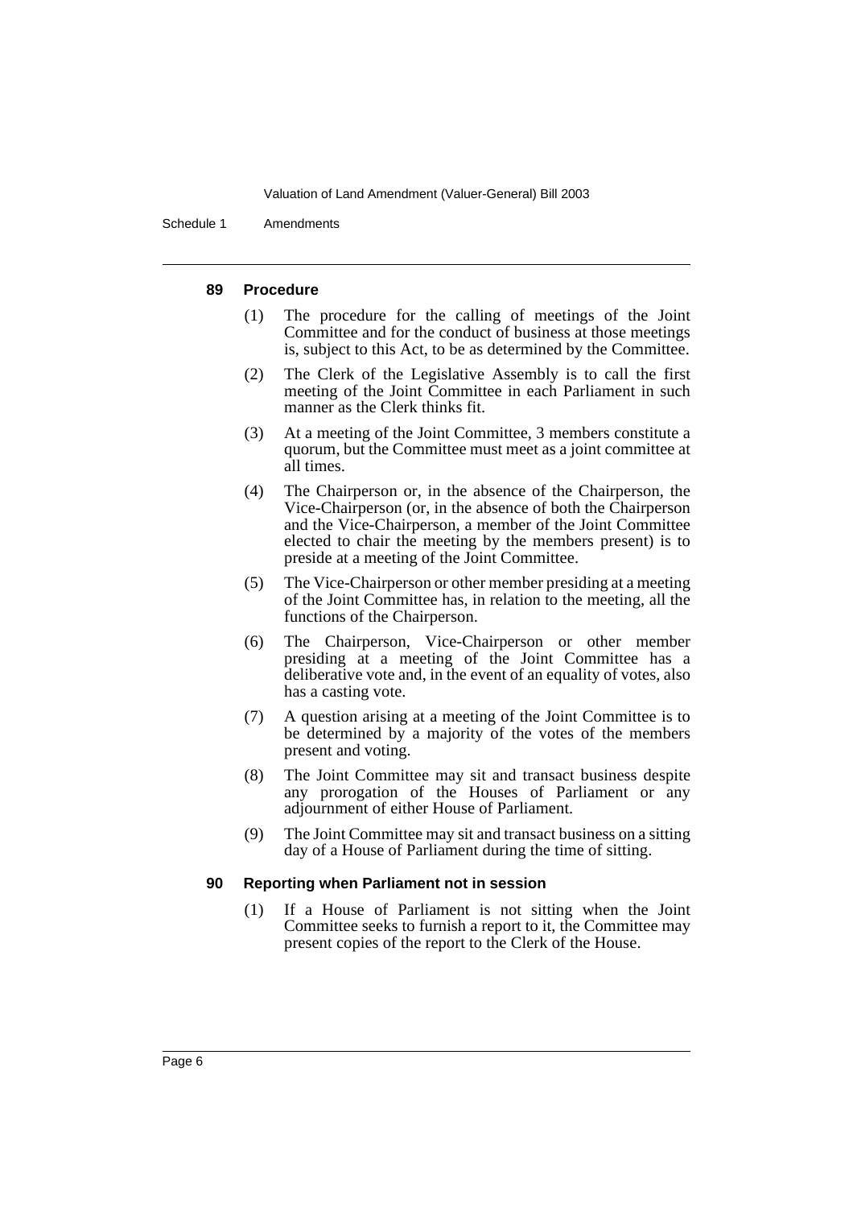### 89 Procedure

(1) The procedure for the calling of meetings of the Joint Committee and for the conduct of business at those meetings is, subject to this Act, to be as determined by the Committee.

(2) The Clerk of the Legislative Assembly is to call the first meeting of the Joint Committee in each Parliament in such manner as the Clerk thinks fit.

(3) At a meeting of the Joint Committee, 3 members constitute a quorum, but the Committee must meet as a joint committee at all times.

(4) The Chairperson or, in the absence of the Chairperson, the Vice-Chairperson (or, in the absence of both the Chairperson and the Vice-Chairperson, a member of the Joint Committee elected to chair the meeting by the members present) is to preside at a meeting of the Joint Committee.

(5) The Vice-Chairperson or other member presiding at a meeting of the Joint Committee has, in relation to the meeting, all the functions of the Chairperson.

(6) The Chairperson, Vice-Chairperson or other member presiding at a meeting of the Joint Committee has a deliberative vote and, in the event of an equality of votes, also has a casting vote.

(7) A question arising at a meeting of the Joint Committee is to be determined by a majority of the votes of the members present and voting.

(8) The Joint Committee may sit and transact business despite any prorogation of the Houses of Parliament or any adjournment of either House of Parliament.

(9) The Joint Committee may sit and transact business on a sitting day of a House of Parliament during the time of sitting.

### 90 Reporting when Parliament not in session

(1) If a House of Parliament is not sitting when the Joint Committee seeks to furnish a report to it, the Committee may present copies of the report to the Clerk of the House.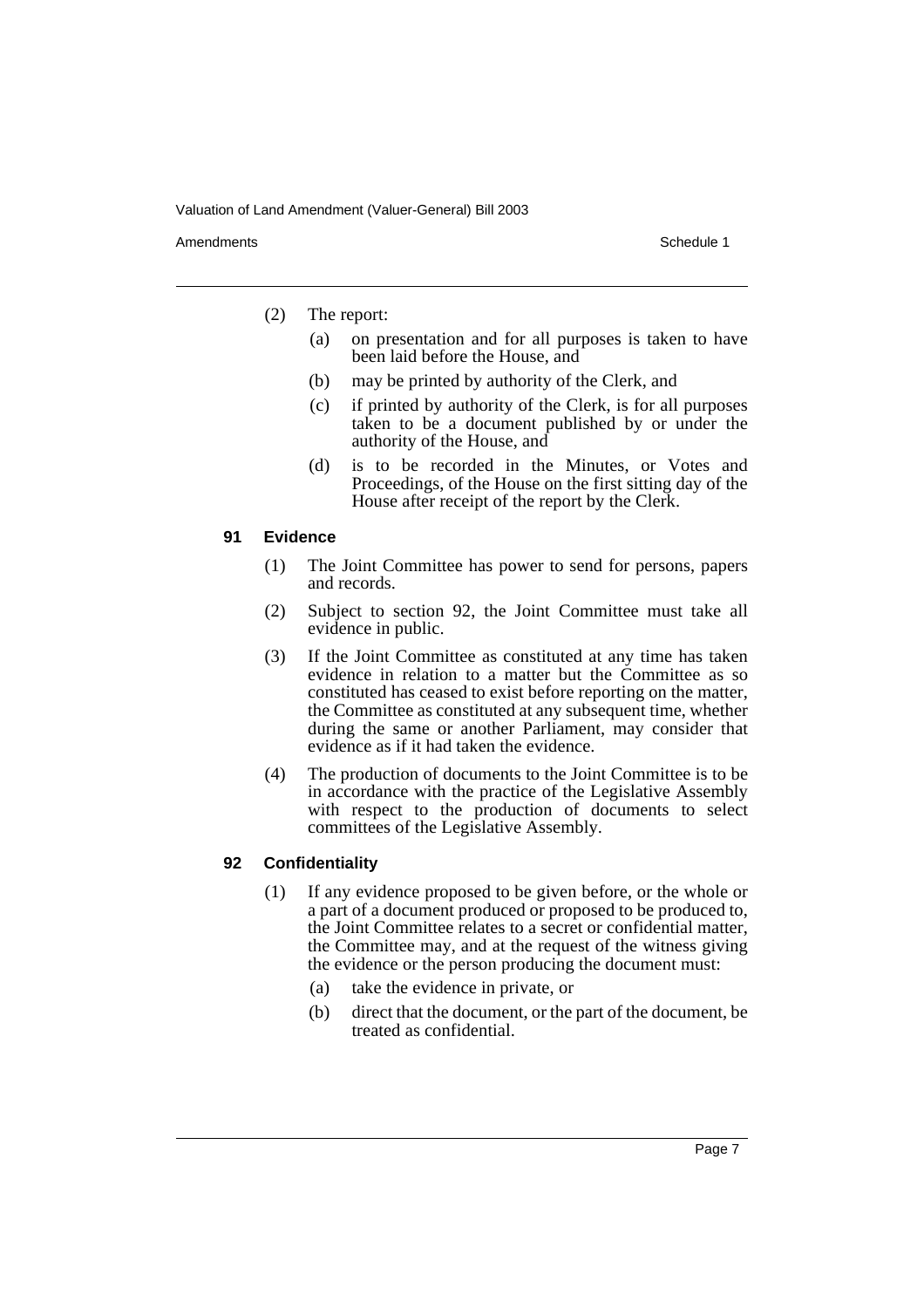(2) The report:

(a) on presentation and for all purposes is taken to have been laid before the House, and

(b) may be printed by authority of the Clerk, and

(c) if printed by authority of the Clerk, is for all purposes taken to be a document published by or under the authority of the House, and

(d) is to be recorded in the Minutes, or Votes and Proceedings, of the House on the first sitting day of the House after receipt of the report by the Clerk.

### 91 Evidence

(1) The Joint Committee has power to send for persons, papers and records.

(2) Subject to section 92, the Joint Committee must take all evidence in public.

(3) If the Joint Committee as constituted at any time has taken evidence in relation to a matter but the Committee as so constituted has ceased to exist before reporting on the matter, the Committee as constituted at any subsequent time, whether during the same or another Parliament, may consider that evidence as if it had taken the evidence.

(4) The production of documents to the Joint Committee is to be in accordance with the practice of the Legislative Assembly with respect to the production of documents to select committees of the Legislative Assembly.

### 92 Confidentiality

(1) If any evidence proposed to be given before, or the whole or a part of a document produced or proposed to be produced to, the Joint Committee relates to a secret or confidential matter, the Committee may, and at the request of the witness giving the evidence or the person producing the document must:

(a) take the evidence in private, or

(b) direct that the document, or the part of the document, be treated as confidential.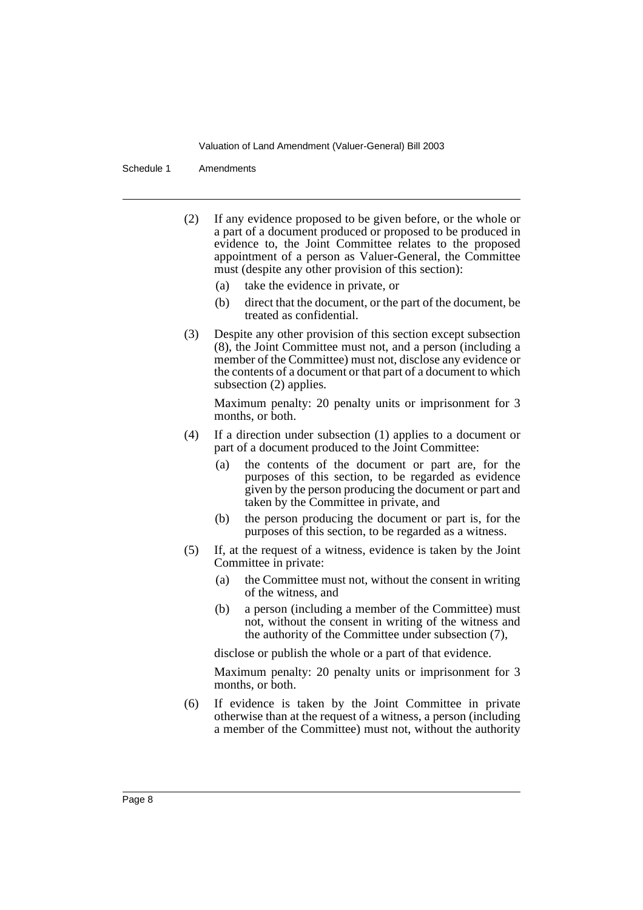(2) If any evidence proposed to be given before, or the whole or a part of a document produced or proposed to be produced in evidence to, the Joint Committee relates to the proposed appointment of a person as Valuer-General, the Committee must (despite any other provision of this section):

(a) take the evidence in private, or

(b) direct that the document, or the part of the document, be treated as confidential.

(3) Despite any other provision of this section except subsection (8), the Joint Committee must not, and a person (including a member of the Committee) must not, disclose any evidence or the contents of a document or that part of a document to which subsection (2) applies.

Maximum penalty: 20 penalty units or imprisonment for 3 months, or both.

(4) If a direction under subsection (1) applies to a document or part of a document produced to the Joint Committee:

(a) the contents of the document or part are, for the purposes of this section, to be regarded as evidence given by the person producing the document or part and taken by the Committee in private, and

(b) the person producing the document or part is, for the purposes of this section, to be regarded as a witness.

(5) If, at the request of a witness, evidence is taken by the Joint Committee in private:

(a) the Committee must not, without the consent in writing of the witness, and

(b) a person (including a member of the Committee) must not, without the consent in writing of the witness and the authority of the Committee under subsection (7),

disclose or publish the whole or a part of that evidence.

Maximum penalty: 20 penalty units or imprisonment for 3 months, or both.

(6) If evidence is taken by the Joint Committee in private otherwise than at the request of a witness, a person (including a member of the Committee) must not, without the authority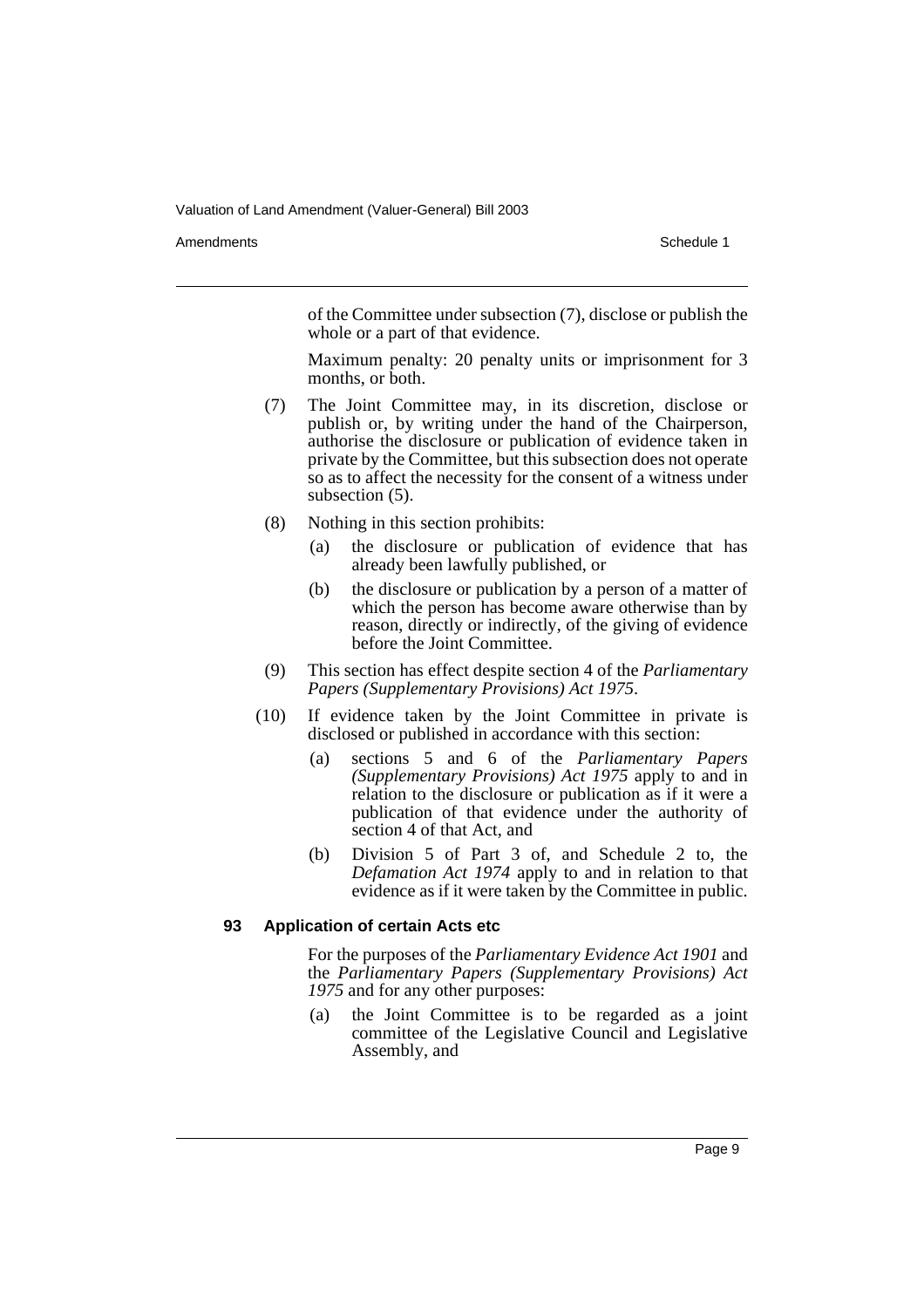of the Committee under subsection (7), disclose or publish the whole or a part of that evidence.

Maximum penalty: 20 penalty units or imprisonment for 3 months, or both.

(7) The Joint Committee may, in its discretion, disclose or publish or, by writing under the hand of the Chairperson, authorise the disclosure or publication of evidence taken in private by the Committee, but this subsection does not operate so as to affect the necessity for the consent of a witness under subsection (5).

(8) Nothing in this section prohibits:

- (a) the disclosure or publication of evidence that has already been lawfully published, or
- (b) the disclosure or publication by a person of a matter of which the person has become aware otherwise than by reason, directly or indirectly, of the giving of evidence before the Joint Committee.

(9) This section has effect despite section 4 of the *Parliamentary Papers (Supplementary Provisions) Act 1975*.

(10) If evidence taken by the Joint Committee in private is disclosed or published in accordance with this section:

- (a) sections 5 and 6 of the *Parliamentary Papers (Supplementary Provisions) Act 1975* apply to and in relation to the disclosure or publication as if it were a publication of that evidence under the authority of section 4 of that Act, and
- (b) Division 5 of Part 3 of, and Schedule 2 to, the *Defamation Act 1974* apply to and in relation to that evidence as if it were taken by the Committee in public.

### 93 Application of certain Acts etc

For the purposes of the *Parliamentary Evidence Act 1901* and the *Parliamentary Papers (Supplementary Provisions) Act 1975* and for any other purposes:

- (a) the Joint Committee is to be regarded as a joint committee of the Legislative Council and Legislative Assembly, and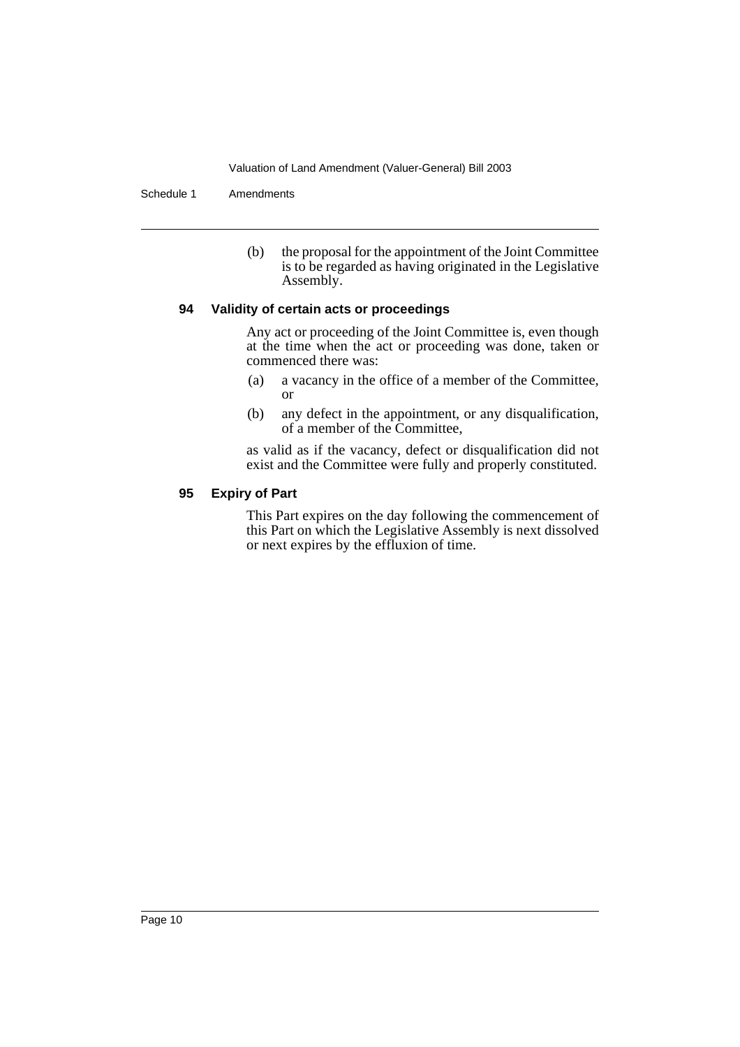(b) the proposal for the appointment of the Joint Committee is to be regarded as having originated in the Legislative Assembly.

### 94 Validity of certain acts or proceedings

Any act or proceeding of the Joint Committee is, even though at the time when the act or proceeding was done, taken or commenced there was:

(a) a vacancy in the office of a member of the Committee, or

(b) any defect in the appointment, or any disqualification, of a member of the Committee,

as valid as if the vacancy, defect or disqualification did not exist and the Committee were fully and properly constituted.

### 95 Expiry of Part

This Part expires on the day following the commencement of this Part on which the Legislative Assembly is next dissolved or next expires by the effluxion of time.